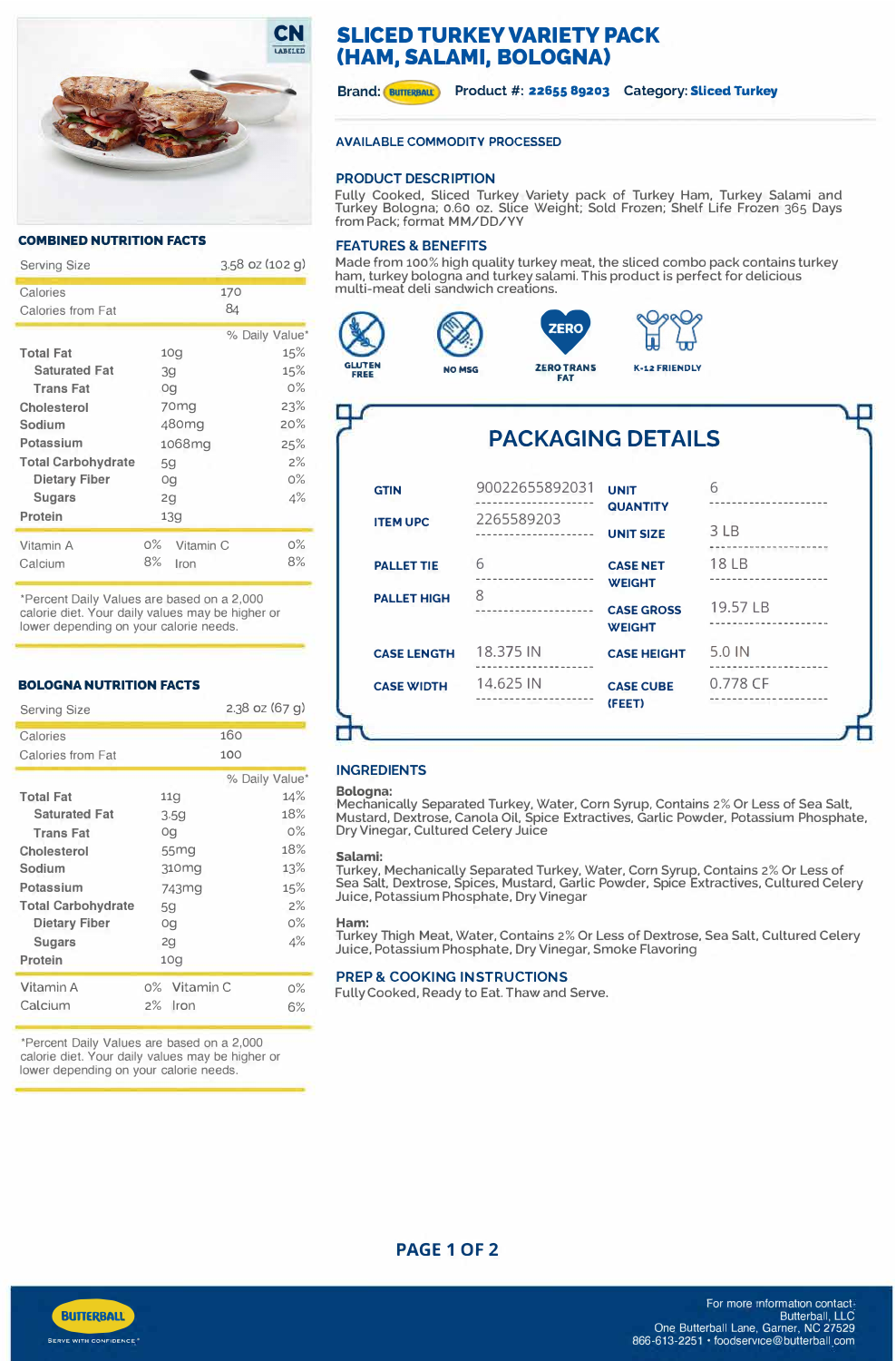# SLICED TURKEY VARIETY PACK (HAM, SALAMI, BOLOGNA)

**Brand:** BUTTERBALL **Product #:** 22655 89203 **Category:** Sliced Turkey

AVAILABLE COMMODITY PROCESSED

## PRODUCT DESCRIPTION

Fully Cooked, Sliced Turkey Variety pack of Turkey Ham, Turkey Salami and Turkey Bologna; 0.60 oz. Slice Weight; Sold Frozen; Shelf Life Frozen 365 Days from Pack; format MM/DD/YY

## FEATURES & BENEFITS

Made from 100% high quality turkey meat, the sliced combo pack contains turkey ham, turkey bologna and turkey salami. This product is perfect for delicious multi-meat deli sandwich creations.

GLUTEN FREE | NO MSG | ZERO TRANS FAT | K-12 FRIENDLY

## PACKAGING DETAILS

| | | | |
|---|---|---|---|
| GTIN | 90022655892031 | UNIT QUANTITY | 6 |
| ITEM UPC | 2265589203 | UNIT SIZE | 3 LB |
| PALLET TIE | 6 | CASE NET WEIGHT | 18 LB |
| PALLET HIGH | 8 | CASE GROSS WEIGHT | 19.57 LB |
| CASE LENGTH | 18.375 IN | CASE HEIGHT | 5.0 IN |
| CASE WIDTH | 14.625 IN | CASE CUBE (FEET) | 0.778 CF |

## COMBINED NUTRITION FACTS

| | | |
|---|---|---|
| Serving Size | | 3.58 oz (102 g) |
| Calories | | 170 |
| Calories from Fat | | 84 |
| | | % Daily Value* |
| Total Fat | 10g | 15% |
| Saturated Fat | 3g | 15% |
| Trans Fat | 0g | 0% |
| Cholesterol | 70mg | 23% |
| Sodium | 480mg | 20% |
| Potassium | 1068mg | 25% |
| Total Carbohydrate | 5g | 2% |
| Dietary Fiber | 0g | 0% |
| Sugars | 2g | 4% |
| Protein | 13g | |
| Vitamin A 0% | Vitamin C | 0% |
| Calcium 8% | Iron | 8% |

*Percent Daily Values are based on a 2,000 calorie diet. Your daily values may be higher or lower depending on your calorie needs.

## BOLOGNA NUTRITION FACTS

| | | |
|---|---|---|
| Serving Size | | 2.38 oz (67 g) |
| Calories | | 160 |
| Calories from Fat | | 100 |
| | | % Daily Value* |
| Total Fat | 11g | 14% |
| Saturated Fat | 3.5g | 18% |
| Trans Fat | 0g | 0% |
| Cholesterol | 55mg | 18% |
| Sodium | 310mg | 13% |
| Potassium | 743mg | 15% |
| Total Carbohydrate | 5g | 2% |
| Dietary Fiber | 0g | 0% |
| Sugars | 2g | 4% |
| Protein | 10g | |
| Vitamin A 0% | Vitamin C | 0% |
| Calcium 2% | Iron | 6% |

*Percent Daily Values are based on a 2,000 calorie diet. Your daily values may be higher or lower depending on your calorie needs.

## INGREDIENTS

**Bologna:**
Mechanically Separated Turkey, Water, Corn Syrup, Contains 2% Or Less of Sea Salt, Mustard, Dextrose, Canola Oil, Spice Extractives, Garlic Powder, Potassium Phosphate, Dry Vinegar, Cultured Celery Juice

**Salami:**
Turkey, Mechanically Separated Turkey, Water, Corn Syrup, Contains 2% Or Less of Sea Salt, Dextrose, Spices, Mustard, Garlic Powder, Spice Extractives, Cultured Celery Juice, Potassium Phosphate, Dry Vinegar

**Ham:**
Turkey Thigh Meat, Water, Contains 2% Or Less of Dextrose, Sea Salt, Cultured Celery Juice, Potassium Phosphate, Dry Vinegar, Smoke Flavoring

## PREP & COOKING INSTRUCTIONS

Fully Cooked, Ready to Eat. Thaw and Serve.

For more information contact:
Butterball, LLC
One Butterball Lane, Garner, NC 27529
866-613-2251 • foodservice@butterball.com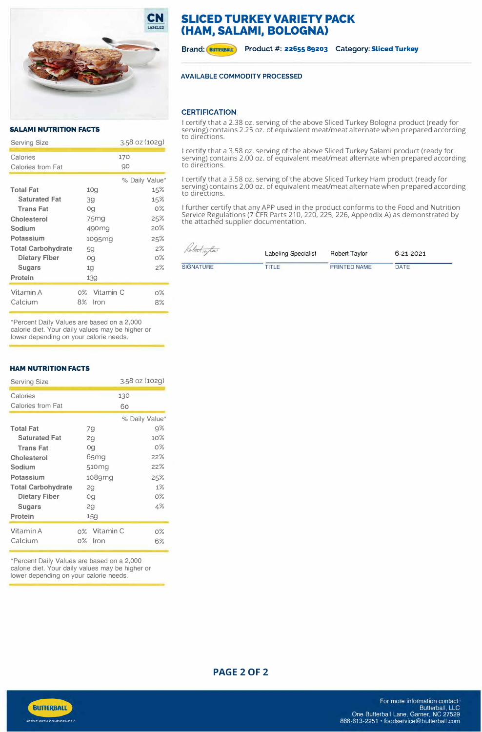# SLICED TURKEY VARIETY PACK (HAM, SALAMI, BOLOGNA)

**Brand:** BUTTERBALL **Product #:** 22655 89203 **Category:** Sliced Turkey

AVAILABLE COMMODITY PROCESSED

## CERTIFICATION

I certify that a 2.38 oz. serving of the above Sliced Turkey Bologna product (ready for serving) contains 2.25 oz. of equivalent meat/meat alternate when prepared according to directions.

I certify that a 3.58 oz. serving of the above Sliced Turkey Salami product (ready for serving) contains 2.00 oz. of equivalent meat/meat alternate when prepared according to directions.

I certify that a 3.58 oz. serving of the above Sliced Turkey Ham product (ready for serving) contains 2.00 oz. of equivalent meat/meat alternate when prepared according to directions.

I further certify that any APP used in the product conforms to the Food and Nutrition Service Regulations (7 CFR Parts 210, 220, 225, 226, Appendix A) as demonstrated by the attached supplier documentation.

| SIGNATURE | TITLE | PRINTED NAME | DATE |
|---|---|---|---|
| Robert Taylor | Labeling Specialist | Robert Taylor | 6-21-2021 |

### SALAMI NUTRITION FACTS

| | | |
|---|---|---|
| Serving Size | | 3.58 oz (102g) |
| Calories | 170 | |
| Calories from Fat | 90 | |
| | | % Daily Value* |
| **Total Fat** | 10g | 15% |
| **Saturated Fat** | 3g | 15% |
| **Trans Fat** | 0g | 0% |
| **Cholesterol** | 75mg | 25% |
| **Sodium** | 490mg | 20% |
| **Potassium** | 1095mg | 25% |
| **Total Carbohydrate** | 5g | 2% |
| **Dietary Fiber** | 0g | 0% |
| **Sugars** | 1g | 2% |
| **Protein** | 13g | |
| Vitamin A 0% | Vitamin C | 0% |
| Calcium 8% | Iron | 8% |

*Percent Daily Values are based on a 2,000 calorie diet. Your daily values may be higher or lower depending on your calorie needs.

### HAM NUTRITION FACTS

| | | |
|---|---|---|
| Serving Size | | 3.58 oz (102g) |
| Calories | 130 | |
| Calories from Fat | 60 | |
| | | % Daily Value* |
| **Total Fat** | 7g | 9% |
| **Saturated Fat** | 2g | 10% |
| **Trans Fat** | 0g | 0% |
| **Cholesterol** | 65mg | 22% |
| **Sodium** | 510mg | 22% |
| **Potassium** | 1089mg | 25% |
| **Total Carbohydrate** | 2g | 1% |
| **Dietary Fiber** | 0g | 0% |
| **Sugars** | 2g | 4% |
| **Protein** | 15g | |
| Vitamin A 0% | Vitamin C | 0% |
| Calcium 0% | Iron | 6% |

*Percent Daily Values are based on a 2,000 calorie diet. Your daily values may be higher or lower depending on your calorie needs.

BUTTERBALL SERVE WITH CONFIDENCE.

For more information contact:
Butterball, LLC
One Butterball Lane, Garner, NC 27529
866-613-2251 • foodservice@butterball.com